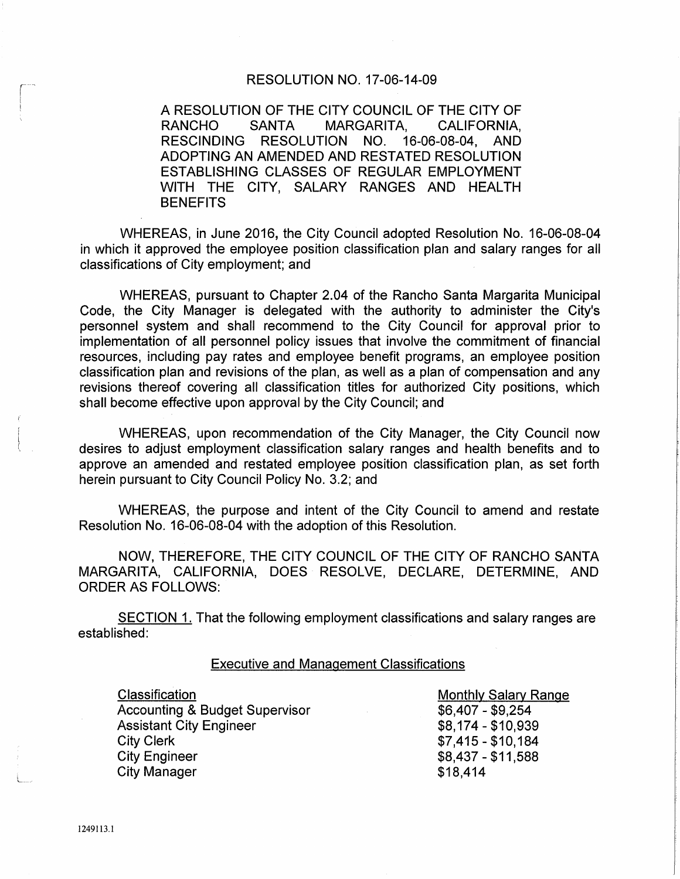# RESOLUTION NO. 17-06-14-09

A RESOLUTION OF THE CITY COUNCIL OF THE CITY OF RANCHO SANTA MARGARITA, CALIFORNIA, RESCINDING RESOLUTION NO. 16-06-08-04, AND ADOPTING AN AMENDED AND RESTATED RESOLUTION ESTABLISHING CLASSES OF REGULAR EMPLOYMENT WITH THE CITY, SALARY RANGES AND HEALTH BENEFITS

WHEREAS, in June 2016, the City Council adopted Resolution No. 16-06-08-04 in which it approved the employee position classification plan and salary ranges for all classifications of City employment; and

WHEREAS, pursuant to Chapter 2.04 of the Rancho Santa Margarita Municipal Code, the City Manager is delegated with the authority to administer the City's personnel system and shall recommend to the City Council for approval prior to implementation of all personnel policy issues that involve the commitment of financial resources, including pay rates and employee benefit programs, an employee position classification plan and revisions of the plan, as well as a plan of compensation and any revisions thereof covering all classification titles for authorized City positions, which shall become effective upon approval by the City Council; and

WHEREAS, upon recommendation of the City Manager, the City Council now desires to adjust employment classification salary ranges and health benefits and to approve an amended and restated employee position classification plan, as set forth herein pursuant to City Council Policy No. 3.2; and

WHEREAS, the purpose and intent of the City Council to amend and restate Resolution No. 16-06-08-04 with the adoption of this Resolution.

NOW, THEREFORE, THE CITY COUNCIL OF THE CITY OF RANCHO SANTA MARGARITA, CALIFORNIA, DOES RESOLVE, DECLARE, DETERMINE, AND ORDER AS FOLLOWS:

SECTION 1. That the following employment classifications and salary ranges are established:

## Executive and Management Classifications

| Classification | Monthly Salary Range |
|---|---|
| Accounting & Budget Supervisor | $6,407 - $9,254 |
| Assistant City Engineer | $8,174 - $10,939 |
| City Clerk | $7,415 - $10,184 |
| City Engineer | $8,437 - $11,588 |
| City Manager | $18,414 |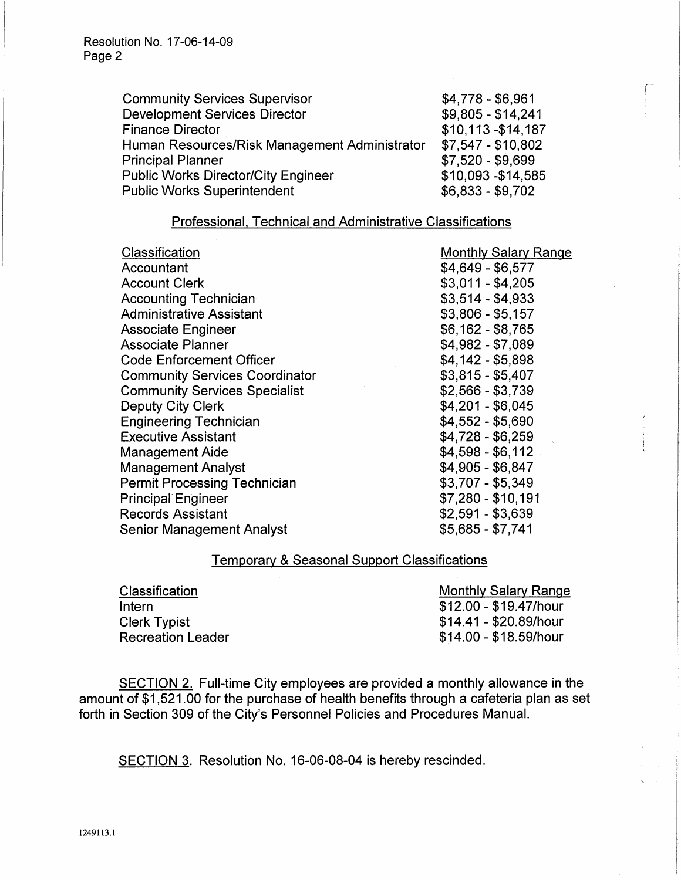| | |
|---|---|
| Community Services Supervisor | $4,778 - $6,961 |
| Development Services Director | $9,805 - $14,241 |
| Finance Director | $10,113 -$14,187 |
| Human Resources/Risk Management Administrator | $7,547 - $10,802 |
| Principal Planner | $7,520 - $9,699 |
| Public Works Director/City Engineer | $10,093 -$14,585 |
| Public Works Superintendent | $6,833 - $9,702 |

## Professional, Technical and Administrative Classifications

| Classification | Monthly Salary Range |
|---|---|
| Accountant | $4,649 - $6,577 |
| Account Clerk | $3,011 - $4,205 |
| Accounting Technician | $3,514 - $4,933 |
| Administrative Assistant | $3,806 - $5,157 |
| Associate Engineer | $6,162 - $8,765 |
| Associate Planner | $4,982 - $7,089 |
| Code Enforcement Officer | $4,142 - $5,898 |
| Community Services Coordinator | $3,815 - $5,407 |
| Community Services Specialist | $2,566 - $3,739 |
| Deputy City Clerk | $4,201 - $6,045 |
| Engineering Technician | $4,552 - $5,690 |
| Executive Assistant | $4,728 - $6,259 |
| Management Aide | $4,598 - $6,112 |
| Management Analyst | $4,905 - $6,847 |
| Permit Processing Technician | $3,707 - $5,349 |
| Principal Engineer | $7,280 - $10,191 |
| Records Assistant | $2,591 - $3,639 |
| Senior Management Analyst | $5,685 - $7,741 |

## Temporary & Seasonal Support Classifications

| Classification | Monthly Salary Range |
|---|---|
| Intern | $12.00 - $19.47/hour |
| Clerk Typist | $14.41 - $20.89/hour |
| Recreation Leader | $14.00 - $18.59/hour |

SECTION 2. Full-time City employees are provided a monthly allowance in the amount of $1,521.00 for the purchase of health benefits through a cafeteria plan as set forth in Section 309 of the City's Personnel Policies and Procedures Manual.

SECTION 3. Resolution No. 16-06-08-04 is hereby rescinded.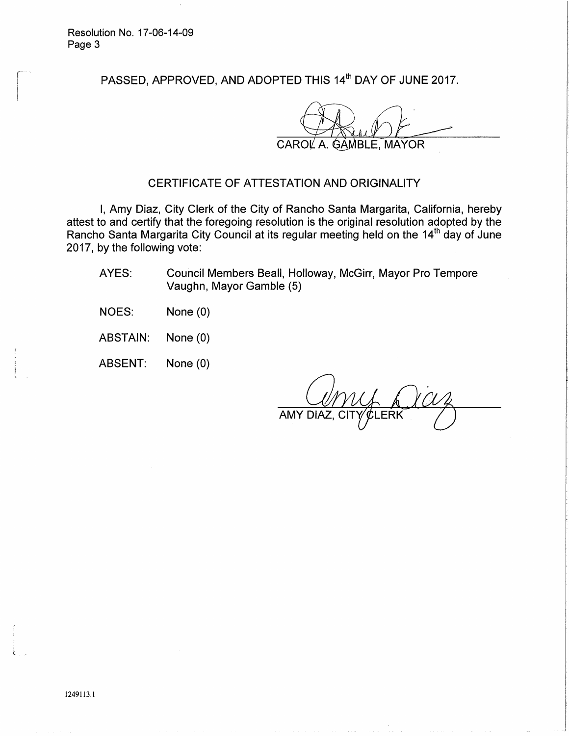PASSED, APPROVED, AND ADOPTED THIS 14th DAY OF JUNE 2017.

CAROL A. GAMBLE, MAYOR

## CERTIFICATE OF ATTESTATION AND ORIGINALITY

I, Amy Diaz, City Clerk of the City of Rancho Santa Margarita, California, hereby attest to and certify that the foregoing resolution is the original resolution adopted by the Rancho Santa Margarita City Council at its regular meeting held on the 14th day of June 2017, by the following vote:

| | |
|---|---|
| AYES: | Council Members Beall, Holloway, McGirr, Mayor Pro Tempore Vaughn, Mayor Gamble (5) |
| NOES: | None (0) |
| ABSTAIN: | None (0) |
| ABSENT: | None (0) |

AMY DIAZ, CITY CLERK

1249113.1